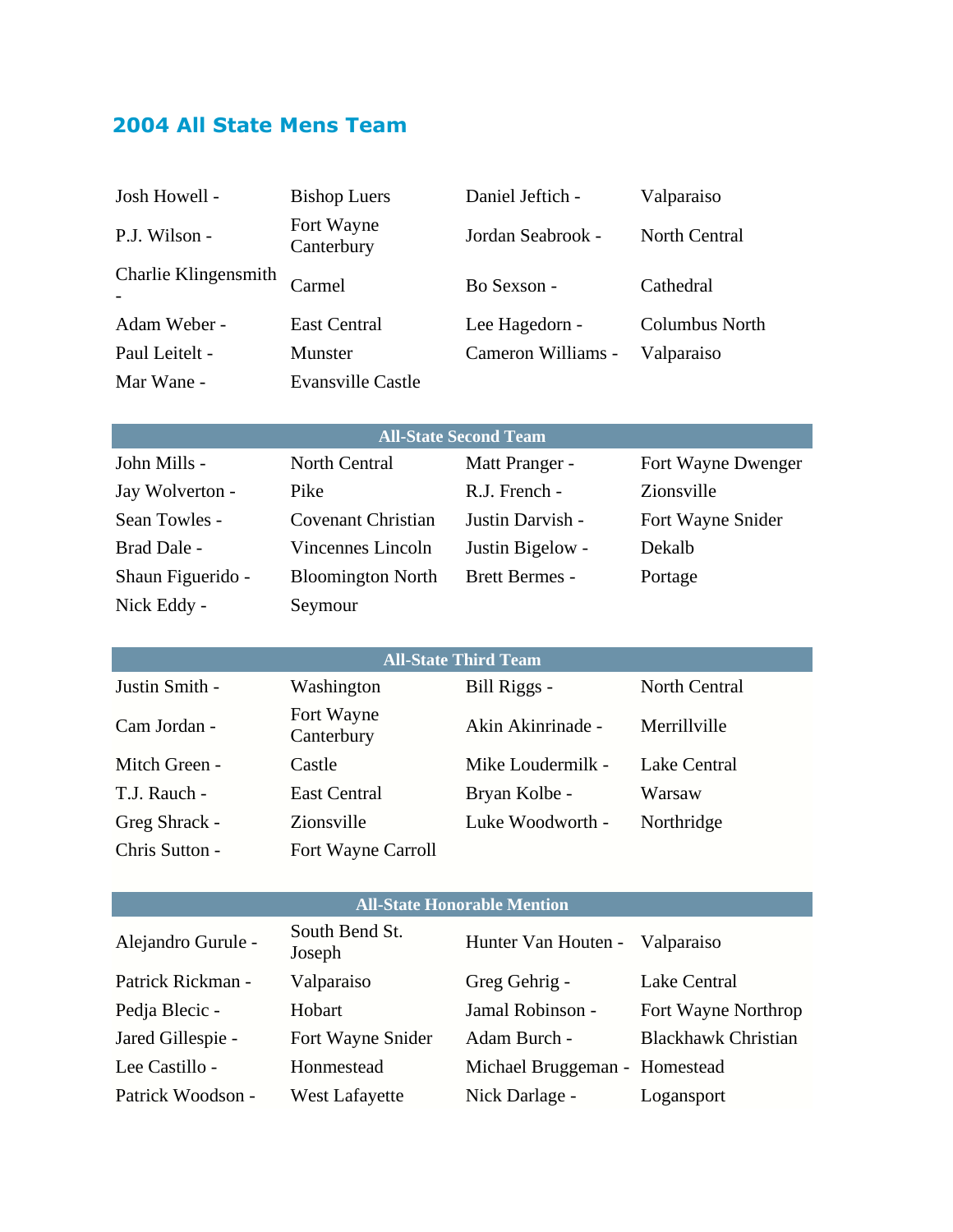## 2004 All State Mens Team

| | | | |
|---|---|---|---|
| Josh Howell - | Bishop Luers | Daniel Jeftich - | Valparaiso |
| P.J. Wilson - | Fort Wayne Canterbury | Jordan Seabrook - | North Central |
| Charlie Klingensmith - | Carmel | Bo Sexson - | Cathedral |
| Adam Weber - | East Central | Lee Hagedorn - | Columbus North |
| Paul Leitelt - | Munster | Cameron Williams - | Valparaiso |
| Mar Wane - | Evansville Castle | | |

| All-State Second Team | | | |
|---|---|---|---|
| John Mills - | North Central | Matt Pranger - | Fort Wayne Dwenger |
| Jay Wolverton - | Pike | R.J. French - | Zionsville |
| Sean Towles - | Covenant Christian | Justin Darvish - | Fort Wayne Snider |
| Brad Dale - | Vincennes Lincoln | Justin Bigelow - | Dekalb |
| Shaun Figuerido - | Bloomington North | Brett Bermes - | Portage |
| Nick Eddy - | Seymour | | |

| All-State Third Team | | | |
|---|---|---|---|
| Justin Smith - | Washington | Bill Riggs - | North Central |
| Cam Jordan - | Fort Wayne Canterbury | Akin Akinrinade - | Merrillville |
| Mitch Green - | Castle | Mike Loudermilk - | Lake Central |
| T.J. Rauch - | East Central | Bryan Kolbe - | Warsaw |
| Greg Shrack - | Zionsville | Luke Woodworth - | Northridge |
| Chris Sutton - | Fort Wayne Carroll | | |

| All-State Honorable Mention | | | |
|---|---|---|---|
| Alejandro Gurule - | South Bend St. Joseph | Hunter Van Houten - | Valparaiso |
| Patrick Rickman - | Valparaiso | Greg Gehrig - | Lake Central |
| Pedja Blecic - | Hobart | Jamal Robinson - | Fort Wayne Northrop |
| Jared Gillespie - | Fort Wayne Snider | Adam Burch - | Blackhawk Christian |
| Lee Castillo - | Honmestead | Michael Bruggeman - | Homestead |
| Patrick Woodson - | West Lafayette | Nick Darlage - | Logansport |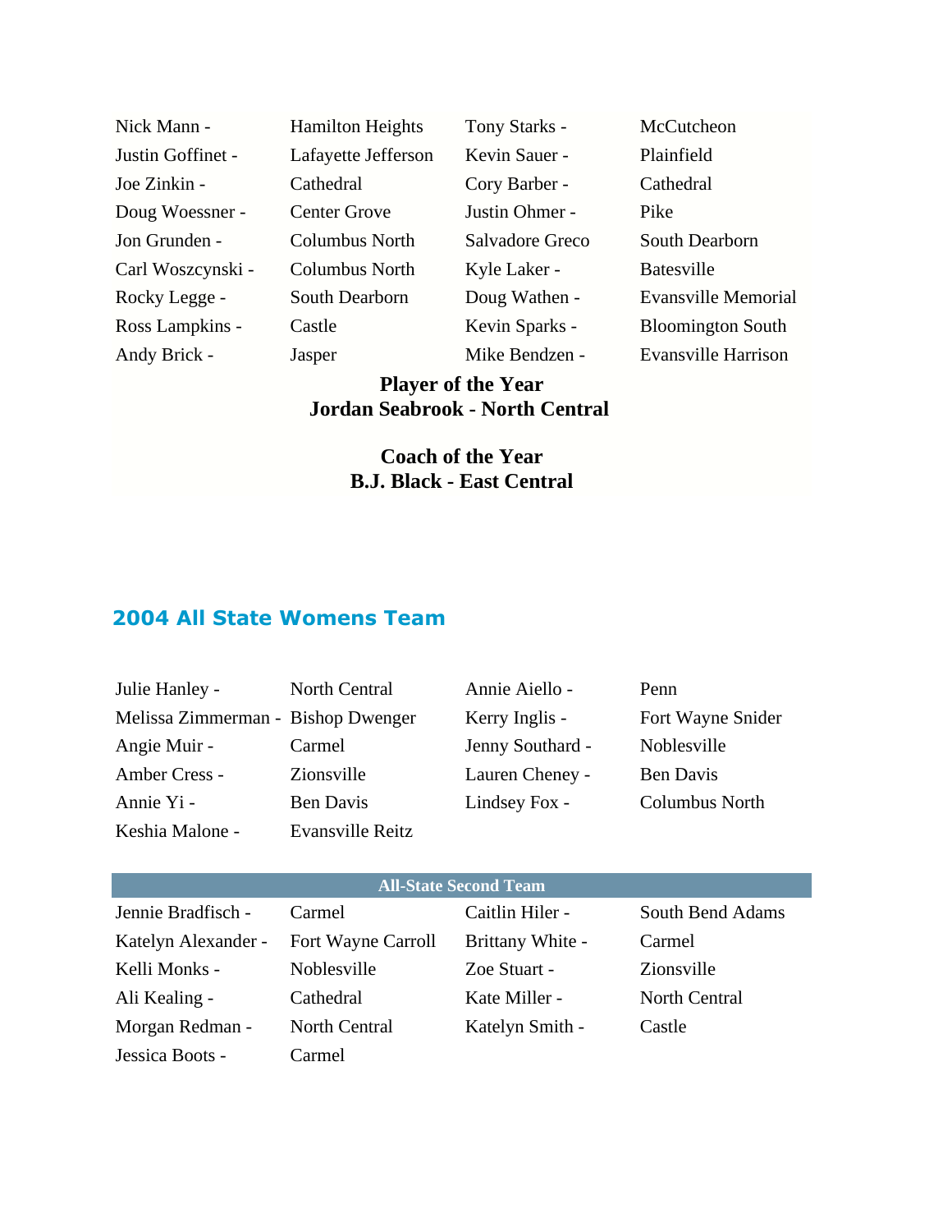| | | | |
|---|---|---|---|
| Nick Mann - | Hamilton Heights | Tony Starks - | McCutcheon |
| Justin Goffinet - | Lafayette Jefferson | Kevin Sauer - | Plainfield |
| Joe Zinkin - | Cathedral | Cory Barber - | Cathedral |
| Doug Woessner - | Center Grove | Justin Ohmer - | Pike |
| Jon Grunden - | Columbus North | Salvadore Greco | South Dearborn |
| Carl Woszcynski - | Columbus North | Kyle Laker - | Batesville |
| Rocky Legge - | South Dearborn | Doug Wathen - | Evansville Memorial |
| Ross Lampkins - | Castle | Kevin Sparks - | Bloomington South |
| Andy Brick - | Jasper | Mike Bendzen - | Evansville Harrison |

**Player of the Year**
**Jordan Seabrook - North Central**

**Coach of the Year**
**B.J. Black - East Central**

## 2004 All State Womens Team

| | | | |
|---|---|---|---|
| Julie Hanley - | North Central | Annie Aiello - | Penn |
| Melissa Zimmerman - | Bishop Dwenger | Kerry Inglis - | Fort Wayne Snider |
| Angie Muir - | Carmel | Jenny Southard - | Noblesville |
| Amber Cress - | Zionsville | Lauren Cheney - | Ben Davis |
| Annie Yi - | Ben Davis | Lindsey Fox - | Columbus North |
| Keshia Malone - | Evansville Reitz | | |

| All-State Second Team | | | |
|---|---|---|---|
| Jennie Bradfisch - | Carmel | Caitlin Hiler - | South Bend Adams |
| Katelyn Alexander - | Fort Wayne Carroll | Brittany White - | Carmel |
| Kelli Monks - | Noblesville | Zoe Stuart - | Zionsville |
| Ali Kealing - | Cathedral | Kate Miller - | North Central |
| Morgan Redman - | North Central | Katelyn Smith - | Castle |
| Jessica Boots - | Carmel | | |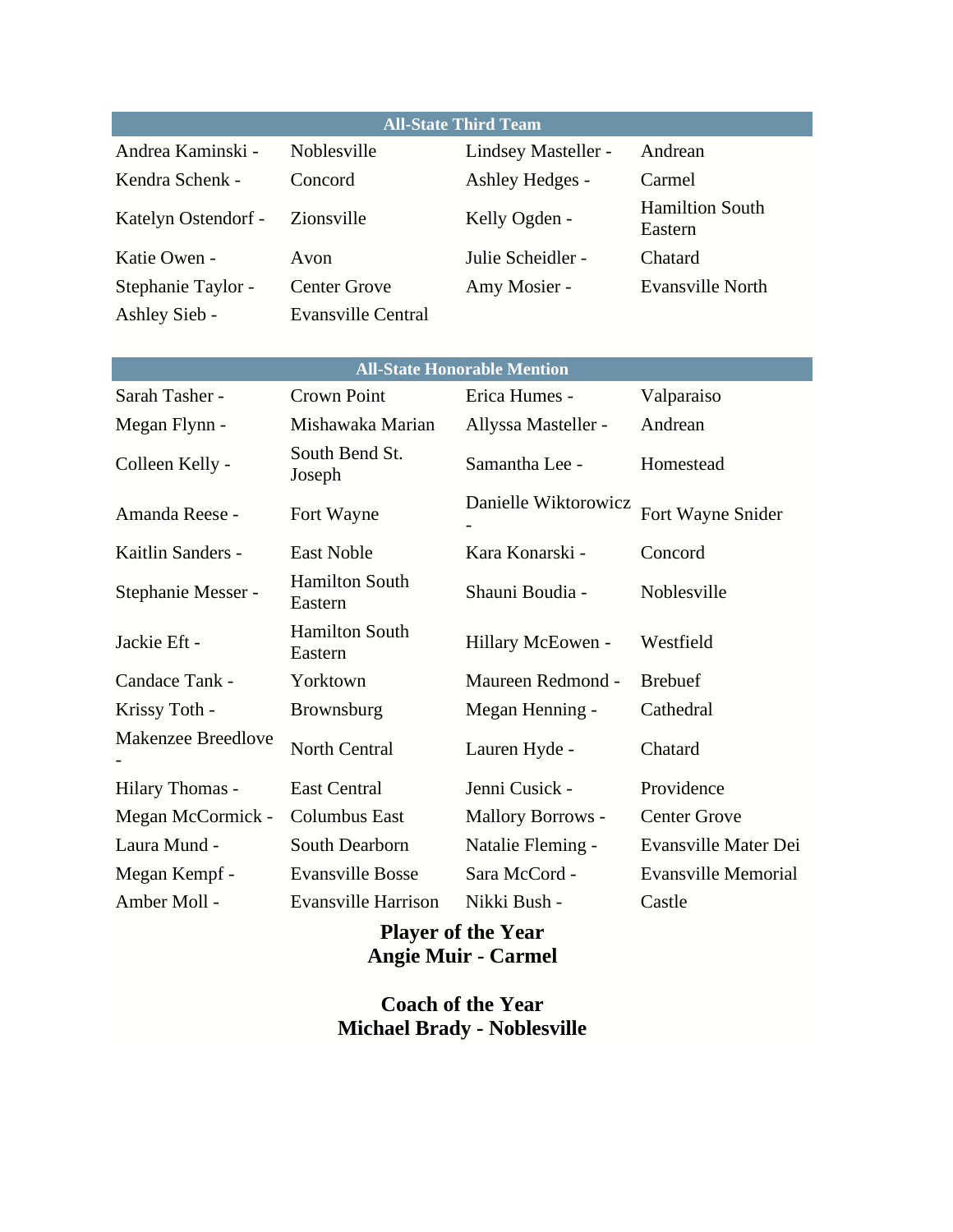| All-State Third Team | | | |
|---|---|---|---|
| Andrea Kaminski - | Noblesville | Lindsey Masteller - | Andrean |
| Kendra Schenk - | Concord | Ashley Hedges - | Carmel |
| Katelyn Ostendorf - | Zionsville | Kelly Ogden - | Hamiltion South Eastern |
| Katie Owen - | Avon | Julie Scheidler - | Chatard |
| Stephanie Taylor - | Center Grove | Amy Mosier - | Evansville North |
| Ashley Sieb - | Evansville Central | | |

| All-State Honorable Mention | | | |
|---|---|---|---|
| Sarah Tasher - | Crown Point | Erica Humes - | Valparaiso |
| Megan Flynn - | Mishawaka Marian | Allyssa Masteller - | Andrean |
| Colleen Kelly - | South Bend St. Joseph | Samantha Lee - | Homestead |
| Amanda Reese - | Fort Wayne | Danielle Wiktorowicz - | Fort Wayne Snider |
| Kaitlin Sanders - | East Noble | Kara Konarski - | Concord |
| Stephanie Messer - | Hamilton South Eastern | Shauni Boudia - | Noblesville |
| Jackie Eft - | Hamilton South Eastern | Hillary McEowen - | Westfield |
| Candace Tank - | Yorktown | Maureen Redmond - | Brebuef |
| Krissy Toth - | Brownsburg | Megan Henning - | Cathedral |
| Makenzee Breedlove - | North Central | Lauren Hyde - | Chatard |
| Hilary Thomas - | East Central | Jenni Cusick - | Providence |
| Megan McCormick - | Columbus East | Mallory Borrows - | Center Grove |
| Laura Mund - | South Dearborn | Natalie Fleming - | Evansville Mater Dei |
| Megan Kempf - | Evansville Bosse | Sara McCord - | Evansville Memorial |
| Amber Moll - | Evansville Harrison | Nikki Bush - | Castle |

**Player of the Year**
**Angie Muir - Carmel**

**Coach of the Year**
**Michael Brady - Noblesville**